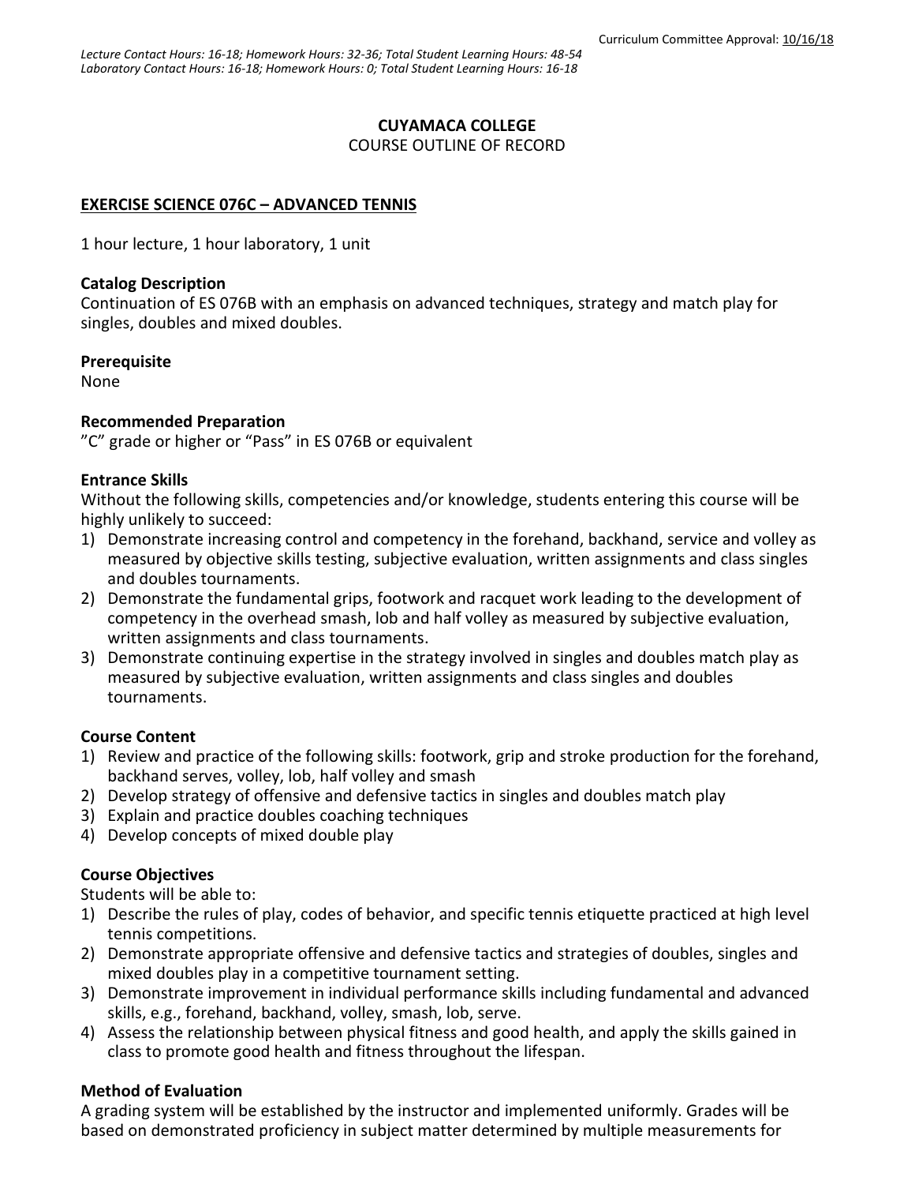Curriculum Committee Approval: 10/16/18

*Lecture Contact Hours: 16-18; Homework Hours: 32-36; Total Student Learning Hours: 48-54*
*Laboratory Contact Hours: 16-18; Homework Hours: 0; Total Student Learning Hours: 16-18*

**CUYAMACA COLLEGE**
COURSE OUTLINE OF RECORD

**EXERCISE SCIENCE 076C – ADVANCED TENNIS**

1 hour lecture, 1 hour laboratory, 1 unit

**Catalog Description**
Continuation of ES 076B with an emphasis on advanced techniques, strategy and match play for singles, doubles and mixed doubles.

**Prerequisite**
None

**Recommended Preparation**
"C" grade or higher or "Pass" in ES 076B or equivalent

**Entrance Skills**
Without the following skills, competencies and/or knowledge, students entering this course will be highly unlikely to succeed:

1) Demonstrate increasing control and competency in the forehand, backhand, service and volley as measured by objective skills testing, subjective evaluation, written assignments and class singles and doubles tournaments.
2) Demonstrate the fundamental grips, footwork and racquet work leading to the development of competency in the overhead smash, lob and half volley as measured by subjective evaluation, written assignments and class tournaments.
3) Demonstrate continuing expertise in the strategy involved in singles and doubles match play as measured by subjective evaluation, written assignments and class singles and doubles tournaments.

**Course Content**

1) Review and practice of the following skills: footwork, grip and stroke production for the forehand, backhand serves, volley, lob, half volley and smash
2) Develop strategy of offensive and defensive tactics in singles and doubles match play
3) Explain and practice doubles coaching techniques
4) Develop concepts of mixed double play

**Course Objectives**
Students will be able to:

1) Describe the rules of play, codes of behavior, and specific tennis etiquette practiced at high level tennis competitions.
2) Demonstrate appropriate offensive and defensive tactics and strategies of doubles, singles and mixed doubles play in a competitive tournament setting.
3) Demonstrate improvement in individual performance skills including fundamental and advanced skills, e.g., forehand, backhand, volley, smash, lob, serve.
4) Assess the relationship between physical fitness and good health, and apply the skills gained in class to promote good health and fitness throughout the lifespan.

**Method of Evaluation**
A grading system will be established by the instructor and implemented uniformly. Grades will be based on demonstrated proficiency in subject matter determined by multiple measurements for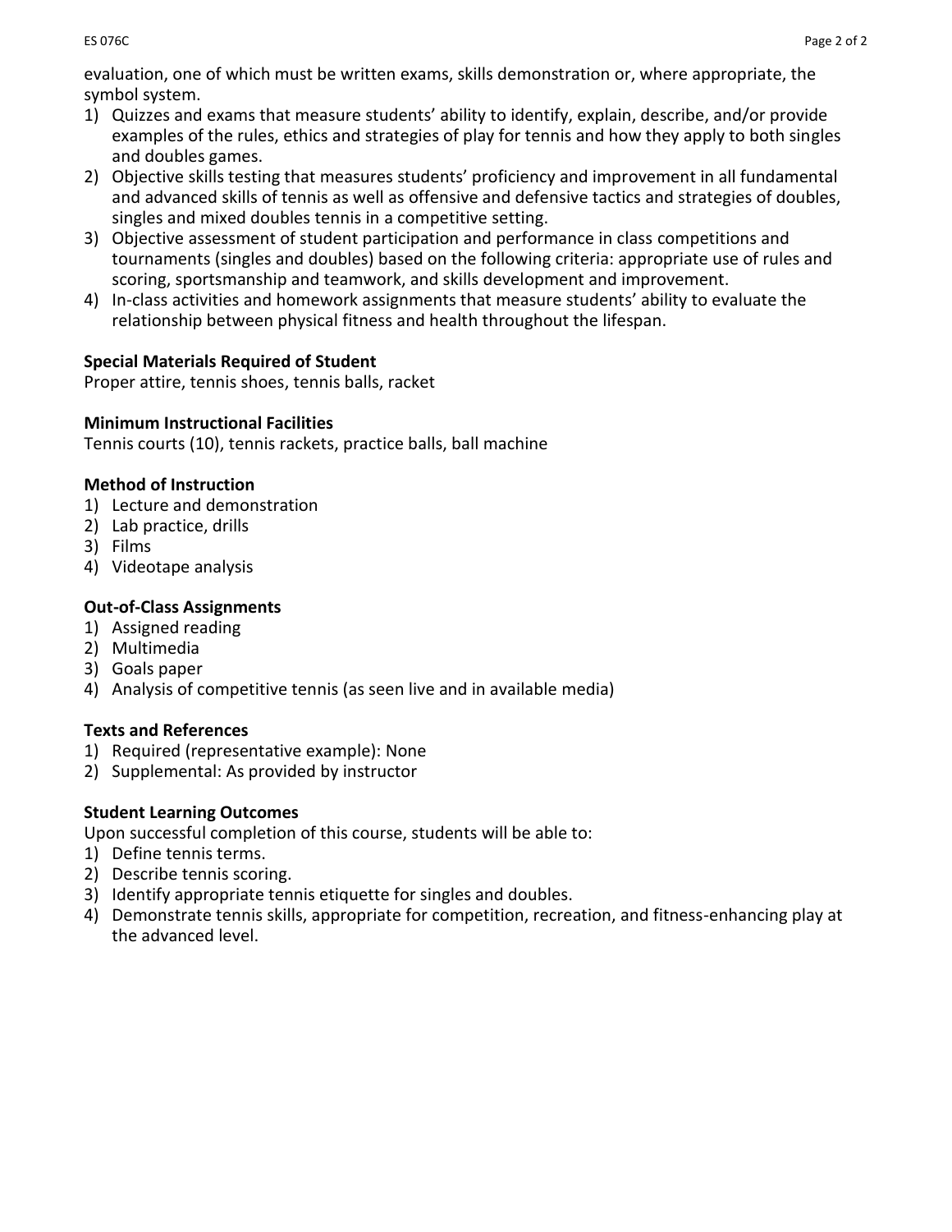evaluation, one of which must be written exams, skills demonstration or, where appropriate, the symbol system.

1) Quizzes and exams that measure students' ability to identify, explain, describe, and/or provide examples of the rules, ethics and strategies of play for tennis and how they apply to both singles and doubles games.
2) Objective skills testing that measures students' proficiency and improvement in all fundamental and advanced skills of tennis as well as offensive and defensive tactics and strategies of doubles, singles and mixed doubles tennis in a competitive setting.
3) Objective assessment of student participation and performance in class competitions and tournaments (singles and doubles) based on the following criteria: appropriate use of rules and scoring, sportsmanship and teamwork, and skills development and improvement.
4) In-class activities and homework assignments that measure students' ability to evaluate the relationship between physical fitness and health throughout the lifespan.

**Special Materials Required of Student**

Proper attire, tennis shoes, tennis balls, racket

**Minimum Instructional Facilities**

Tennis courts (10), tennis rackets, practice balls, ball machine

**Method of Instruction**

1) Lecture and demonstration
2) Lab practice, drills
3) Films
4) Videotape analysis

**Out-of-Class Assignments**

1) Assigned reading
2) Multimedia
3) Goals paper
4) Analysis of competitive tennis (as seen live and in available media)

**Texts and References**

1) Required (representative example): None
2) Supplemental: As provided by instructor

**Student Learning Outcomes**

Upon successful completion of this course, students will be able to:

1) Define tennis terms.
2) Describe tennis scoring.
3) Identify appropriate tennis etiquette for singles and doubles.
4) Demonstrate tennis skills, appropriate for competition, recreation, and fitness-enhancing play at the advanced level.